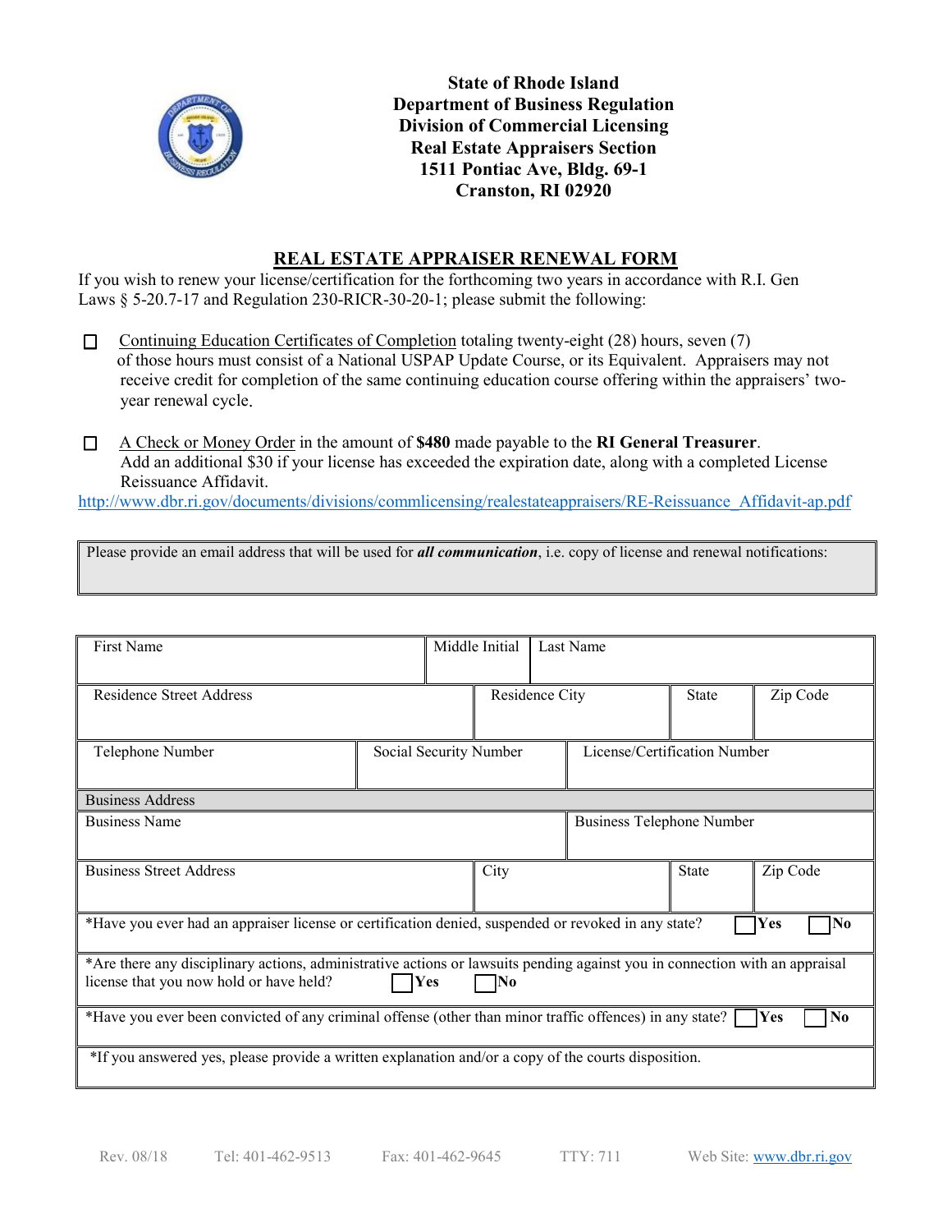**State of Rhode Island**
**Department of Business Regulation**
**Division of Commercial Licensing**
**Real Estate Appraisers Section**
**1511 Pontiac Ave, Bldg. 69-1**
**Cranston, RI 02920**

# REAL ESTATE APPRAISER RENEWAL FORM

If you wish to renew your license/certification for the forthcoming two years in accordance with R.I. Gen Laws § 5-20.7-17 and Regulation 230-RICR-30-20-1; please submit the following:

- ☐ Continuing Education Certificates of Completion totaling twenty-eight (28) hours, seven (7) of those hours must consist of a National USPAP Update Course, or its Equivalent. Appraisers may not receive credit for completion of the same continuing education course offering within the appraisers' two-year renewal cycle.

- ☐ A Check or Money Order in the amount of **$480** made payable to the **RI General Treasurer**. Add an additional $30 if your license has exceeded the expiration date, along with a completed License Reissuance Affidavit.

http://www.dbr.ri.gov/documents/divisions/commlicensing/realestateappraisers/RE-Reissuance_Affidavit-ap.pdf

| Please provide an email address that will be used for ***all communication***, i.e. copy of license and renewal notifications: |
|---|
| |

| First Name | | Middle Initial | Last Name | | |
|---|---|---|---|---|---|
| Residence Street Address | | Residence City | | State | Zip Code |
| Telephone Number | Social Security Number | | License/Certification Number | | |
| Business Address | | | | | |
| Business Name | | | Business Telephone Number | | |
| Business Street Address | | City | | State | Zip Code |
| *Have you ever had an appraiser license or certification denied, suspended or revoked in any state? ☐ Yes ☐ No | | | | | |
| *Are there any disciplinary actions, administrative actions or lawsuits pending against you in connection with an appraisal license that you now hold or have held? ☐ Yes ☐ No | | | | | |
| *Have you ever been convicted of any criminal offense (other than minor traffic offences) in any state? ☐ Yes ☐ No | | | | | |
| *If you answered yes, please provide a written explanation and/or a copy of the courts disposition. | | | | | |

Rev. 08/18 Tel: 401-462-9513 Fax: 401-462-9645 TTY: 711 Web Site: www.dbr.ri.gov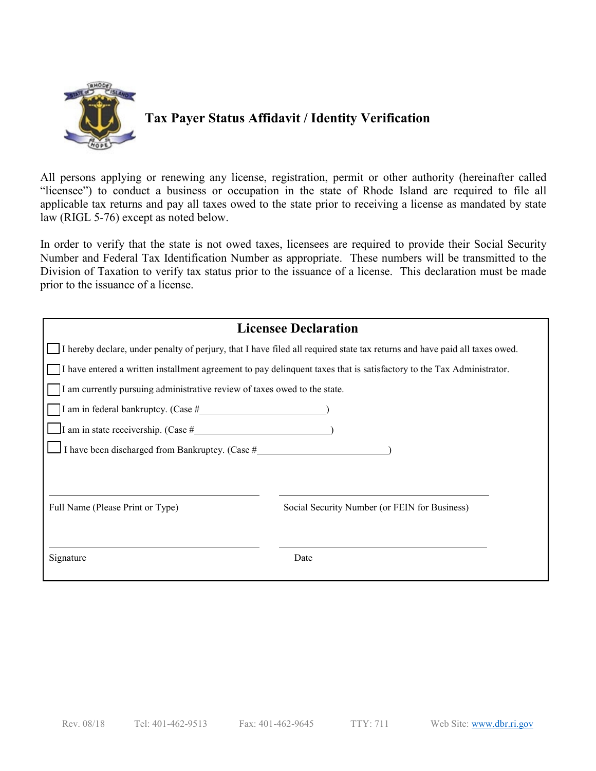# Tax Payer Status Affidavit / Identity Verification

All persons applying or renewing any license, registration, permit or other authority (hereinafter called "licensee") to conduct a business or occupation in the state of Rhode Island are required to file all applicable tax returns and pay all taxes owed to the state prior to receiving a license as mandated by state law (RIGL 5-76) except as noted below.

In order to verify that the state is not owed taxes, licensees are required to provide their Social Security Number and Federal Tax Identification Number as appropriate. These numbers will be transmitted to the Division of Taxation to verify tax status prior to the issuance of a license. This declaration must be made prior to the issuance of a license.

## Licensee Declaration

- ☐ I hereby declare, under penalty of perjury, that I have filed all required state tax returns and have paid all taxes owed.
- ☐ I have entered a written installment agreement to pay delinquent taxes that is satisfactory to the Tax Administrator.
- ☐ I am currently pursuing administrative review of taxes owed to the state.
- ☐ I am in federal bankruptcy. (Case #\_\_\_\_\_\_\_\_\_\_\_\_\_\_\_\_\_\_\_\_\_\_\_\_)
- ☐ I am in state receivership. (Case #\_\_\_\_\_\_\_\_\_\_\_\_\_\_\_\_\_\_\_\_\_\_\_\_)
- ☐ I have been discharged from Bankruptcy. (Case #\_\_\_\_\_\_\_\_\_\_\_\_\_\_\_\_\_\_\_\_\_\_\_\_)

\_\_\_\_\_\_\_\_\_\_\_\_\_\_\_\_\_\_\_\_\_\_\_\_\_\_\_\_\_\_\_\_\_\_\_\_\_\_\_\_
Full Name (Please Print or Type)

\_\_\_\_\_\_\_\_\_\_\_\_\_\_\_\_\_\_\_\_\_\_\_\_\_\_\_\_\_\_\_\_\_\_\_\_\_\_\_\_
Social Security Number (or FEIN for Business)

\_\_\_\_\_\_\_\_\_\_\_\_\_\_\_\_\_\_\_\_\_\_\_\_\_\_\_\_\_\_\_\_\_\_\_\_\_\_\_\_
Signature

\_\_\_\_\_\_\_\_\_\_\_\_\_\_\_\_\_\_\_\_\_\_\_\_\_\_\_\_\_\_\_\_\_\_\_\_\_\_\_\_
Date

Rev. 08/18 Tel: 401-462-9513 Fax: 401-462-9645 TTY: 711 Web Site: www.dbr.ri.gov